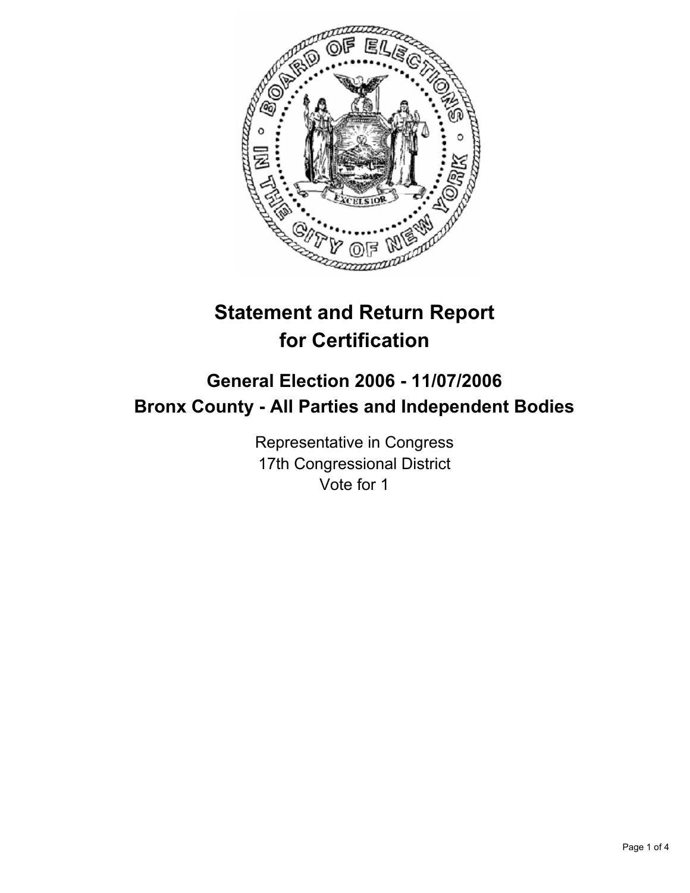# Statement and Return Report for Certification

## General Election 2006 - 11/07/2006

## Bronx County - All Parties and Independent Bodies

Representative in Congress
17th Congressional District
Vote for 1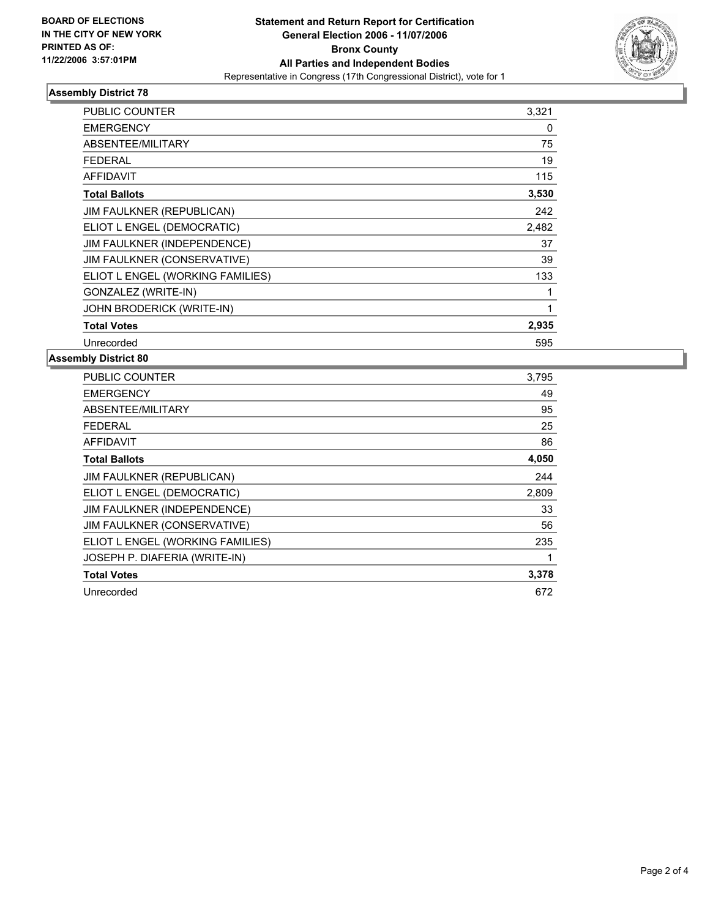**BOARD OF ELECTIONS IN THE CITY OF NEW YORK PRINTED AS OF: 11/22/2006 3:57:01PM**

# Statement and Return Report for Certification
## General Election 2006 - 11/07/2006
## Bronx County
## All Parties and Independent Bodies
Representative in Congress (17th Congressional District), vote for 1

### Assembly District 78

| | |
|---|---|
| PUBLIC COUNTER | 3,321 |
| EMERGENCY | 0 |
| ABSENTEE/MILITARY | 75 |
| FEDERAL | 19 |
| AFFIDAVIT | 115 |
| **Total Ballots** | **3,530** |
| JIM FAULKNER (REPUBLICAN) | 242 |
| ELIOT L ENGEL (DEMOCRATIC) | 2,482 |
| JIM FAULKNER (INDEPENDENCE) | 37 |
| JIM FAULKNER (CONSERVATIVE) | 39 |
| ELIOT L ENGEL (WORKING FAMILIES) | 133 |
| GONZALEZ (WRITE-IN) | 1 |
| JOHN BRODERICK (WRITE-IN) | 1 |
| **Total Votes** | **2,935** |
| Unrecorded | 595 |

### Assembly District 80

| | |
|---|---|
| PUBLIC COUNTER | 3,795 |
| EMERGENCY | 49 |
| ABSENTEE/MILITARY | 95 |
| FEDERAL | 25 |
| AFFIDAVIT | 86 |
| **Total Ballots** | **4,050** |
| JIM FAULKNER (REPUBLICAN) | 244 |
| ELIOT L ENGEL (DEMOCRATIC) | 2,809 |
| JIM FAULKNER (INDEPENDENCE) | 33 |
| JIM FAULKNER (CONSERVATIVE) | 56 |
| ELIOT L ENGEL (WORKING FAMILIES) | 235 |
| JOSEPH P. DIAFERIA (WRITE-IN) | 1 |
| **Total Votes** | **3,378** |
| Unrecorded | 672 |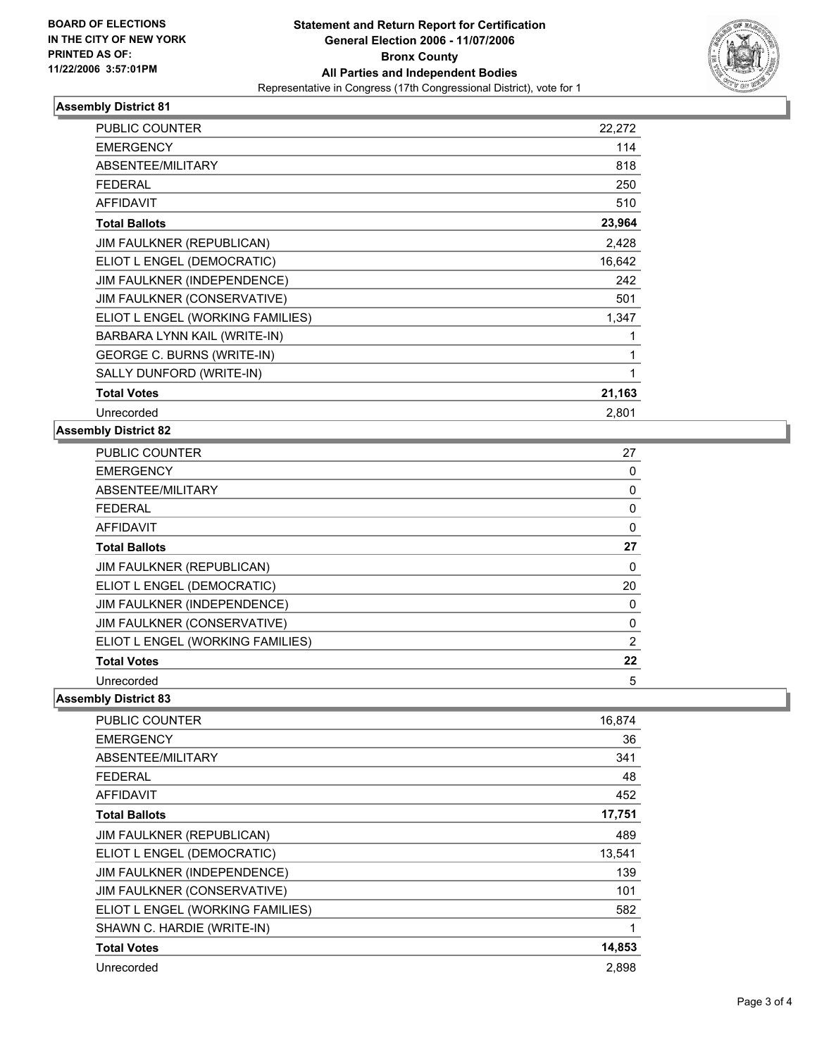**BOARD OF ELECTIONS IN THE CITY OF NEW YORK PRINTED AS OF: 11/22/2006 3:57:01PM**

# Statement and Return Report for Certification
## General Election 2006 - 11/07/2006
## Bronx County
## All Parties and Independent Bodies

Representative in Congress (17th Congressional District), vote for 1

### Assembly District 81

| | |
|---|---|
| PUBLIC COUNTER | 22,272 |
| EMERGENCY | 114 |
| ABSENTEE/MILITARY | 818 |
| FEDERAL | 250 |
| AFFIDAVIT | 510 |
| **Total Ballots** | **23,964** |
| JIM FAULKNER (REPUBLICAN) | 2,428 |
| ELIOT L ENGEL (DEMOCRATIC) | 16,642 |
| JIM FAULKNER (INDEPENDENCE) | 242 |
| JIM FAULKNER (CONSERVATIVE) | 501 |
| ELIOT L ENGEL (WORKING FAMILIES) | 1,347 |
| BARBARA LYNN KAIL (WRITE-IN) | 1 |
| GEORGE C. BURNS (WRITE-IN) | 1 |
| SALLY DUNFORD (WRITE-IN) | 1 |
| **Total Votes** | **21,163** |
| Unrecorded | 2,801 |

### Assembly District 82

| | |
|---|---|
| PUBLIC COUNTER | 27 |
| EMERGENCY | 0 |
| ABSENTEE/MILITARY | 0 |
| FEDERAL | 0 |
| AFFIDAVIT | 0 |
| **Total Ballots** | **27** |
| JIM FAULKNER (REPUBLICAN) | 0 |
| ELIOT L ENGEL (DEMOCRATIC) | 20 |
| JIM FAULKNER (INDEPENDENCE) | 0 |
| JIM FAULKNER (CONSERVATIVE) | 0 |
| ELIOT L ENGEL (WORKING FAMILIES) | 2 |
| **Total Votes** | **22** |
| Unrecorded | 5 |

### Assembly District 83

| | |
|---|---|
| PUBLIC COUNTER | 16,874 |
| EMERGENCY | 36 |
| ABSENTEE/MILITARY | 341 |
| FEDERAL | 48 |
| AFFIDAVIT | 452 |
| **Total Ballots** | **17,751** |
| JIM FAULKNER (REPUBLICAN) | 489 |
| ELIOT L ENGEL (DEMOCRATIC) | 13,541 |
| JIM FAULKNER (INDEPENDENCE) | 139 |
| JIM FAULKNER (CONSERVATIVE) | 101 |
| ELIOT L ENGEL (WORKING FAMILIES) | 582 |
| SHAWN C. HARDIE (WRITE-IN) | 1 |
| **Total Votes** | **14,853** |
| Unrecorded | 2,898 |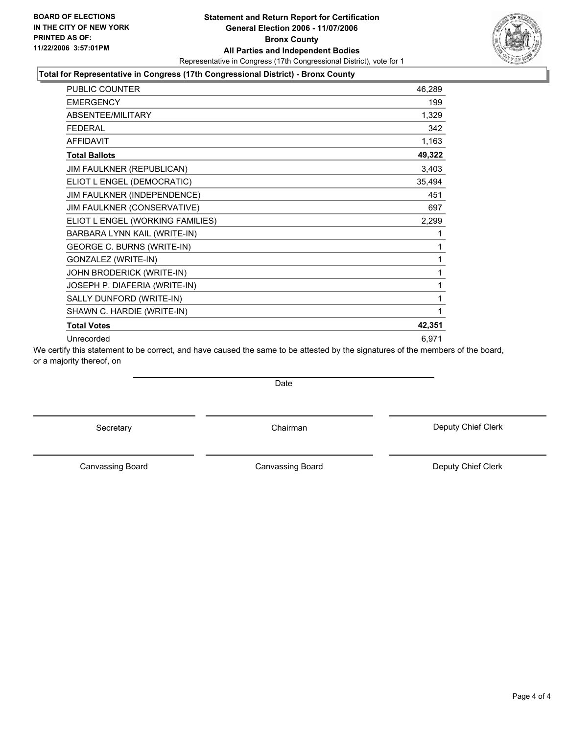**BOARD OF ELECTIONS IN THE CITY OF NEW YORK PRINTED AS OF: 11/22/2006 3:57:01PM**

# Statement and Return Report for Certification General Election 2006 - 11/07/2006 Bronx County All Parties and Independent Bodies

Representative in Congress (17th Congressional District), vote for 1

## Total for Representative in Congress (17th Congressional District) - Bronx County

| | |
|---|---|
| PUBLIC COUNTER | 46,289 |
| EMERGENCY | 199 |
| ABSENTEE/MILITARY | 1,329 |
| FEDERAL | 342 |
| AFFIDAVIT | 1,163 |
| **Total Ballots** | **49,322** |
| JIM FAULKNER (REPUBLICAN) | 3,403 |
| ELIOT L ENGEL (DEMOCRATIC) | 35,494 |
| JIM FAULKNER (INDEPENDENCE) | 451 |
| JIM FAULKNER (CONSERVATIVE) | 697 |
| ELIOT L ENGEL (WORKING FAMILIES) | 2,299 |
| BARBARA LYNN KAIL (WRITE-IN) | 1 |
| GEORGE C. BURNS (WRITE-IN) | 1 |
| GONZALEZ (WRITE-IN) | 1 |
| JOHN BRODERICK (WRITE-IN) | 1 |
| JOSEPH P. DIAFERIA (WRITE-IN) | 1 |
| SALLY DUNFORD (WRITE-IN) | 1 |
| SHAWN C. HARDIE (WRITE-IN) | 1 |
| **Total Votes** | **42,351** |
| Unrecorded | 6,971 |

We certify this statement to be correct, and have caused the same to be attested by the signatures of the members of the board, or a majority thereof, on

Date

Secretary | Chairman | Deputy Chief Clerk

Canvassing Board | Canvassing Board | Deputy Chief Clerk